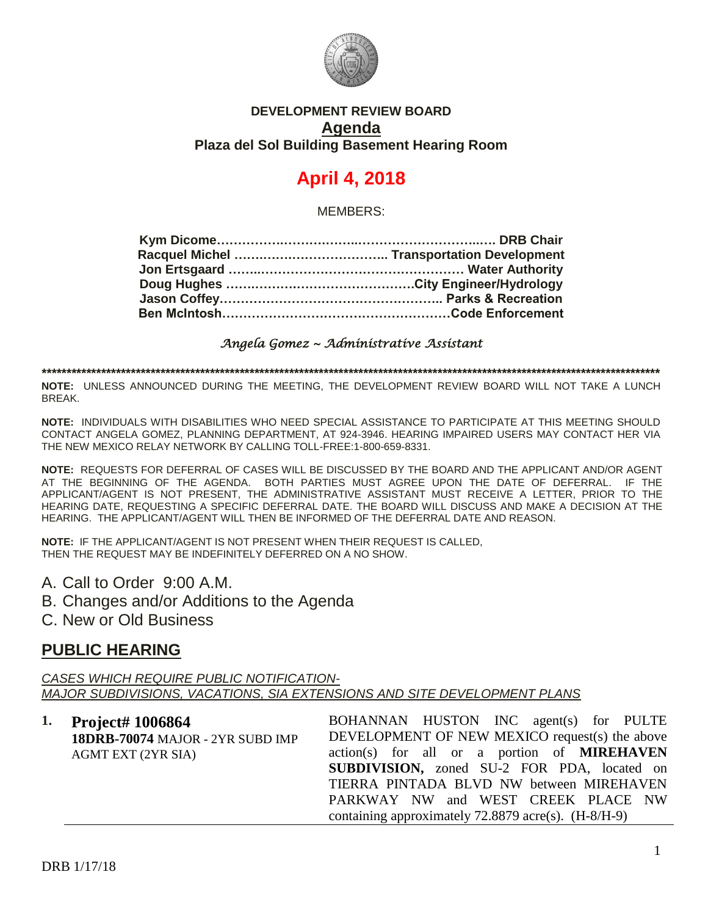**DEVELOPMENT REVIEW BOARD**

**Agenda**

**Plaza del Sol Building Basement Hearing Room**

# April 4, 2018

MEMBERS:

**Kym Dicome……………..…………..………………………..…. DRB Chair**
**Racquel Michel ……………….…………….. Transportation Development**
**Jon Ertsgaard ……..…………………………………………… Water Authority**
**Doug Hughes ……….…………..……………………City Engineer/Hydrology**
**Jason Coffey…………………………………………….. Parks & Recreation**
**Ben McIntosh………………………………………………Code Enforcement**

*Angela Gomez ~ Administrative Assistant*

**************************************************************************************************************************************

**NOTE:** UNLESS ANNOUNCED DURING THE MEETING, THE DEVELOPMENT REVIEW BOARD WILL NOT TAKE A LUNCH BREAK.

**NOTE:** INDIVIDUALS WITH DISABILITIES WHO NEED SPECIAL ASSISTANCE TO PARTICIPATE AT THIS MEETING SHOULD CONTACT ANGELA GOMEZ, PLANNING DEPARTMENT, AT 924-3946. HEARING IMPAIRED USERS MAY CONTACT HER VIA THE NEW MEXICO RELAY NETWORK BY CALLING TOLL-FREE:1-800-659-8331.

**NOTE:** REQUESTS FOR DEFERRAL OF CASES WILL BE DISCUSSED BY THE BOARD AND THE APPLICANT AND/OR AGENT AT THE BEGINNING OF THE AGENDA. BOTH PARTIES MUST AGREE UPON THE DATE OF DEFERRAL. IF THE APPLICANT/AGENT IS NOT PRESENT, THE ADMINISTRATIVE ASSISTANT MUST RECEIVE A LETTER, PRIOR TO THE HEARING DATE, REQUESTING A SPECIFIC DEFERRAL DATE. THE BOARD WILL DISCUSS AND MAKE A DECISION AT THE HEARING. THE APPLICANT/AGENT WILL THEN BE INFORMED OF THE DEFERRAL DATE AND REASON.

**NOTE:** IF THE APPLICANT/AGENT IS NOT PRESENT WHEN THEIR REQUEST IS CALLED, THEN THE REQUEST MAY BE INDEFINITELY DEFERRED ON A NO SHOW.

A. Call to Order 9:00 A.M.
B. Changes and/or Additions to the Agenda
C. New or Old Business

## PUBLIC HEARING

*CASES WHICH REQUIRE PUBLIC NOTIFICATION-*
*MAJOR SUBDIVISIONS, VACATIONS, SIA EXTENSIONS AND SITE DEVELOPMENT PLANS*

**1. Project# 1006864**
**18DRB-70074** MAJOR - 2YR SUBD IMP AGMT EXT (2YR SIA)

BOHANNAN HUSTON INC agent(s) for PULTE DEVELOPMENT OF NEW MEXICO request(s) the above action(s) for all or a portion of **MIREHAVEN SUBDIVISION,** zoned SU-2 FOR PDA, located on TIERRA PINTADA BLVD NW between MIREHAVEN PARKWAY NW and WEST CREEK PLACE NW containing approximately 72.8879 acre(s). (H-8/H-9)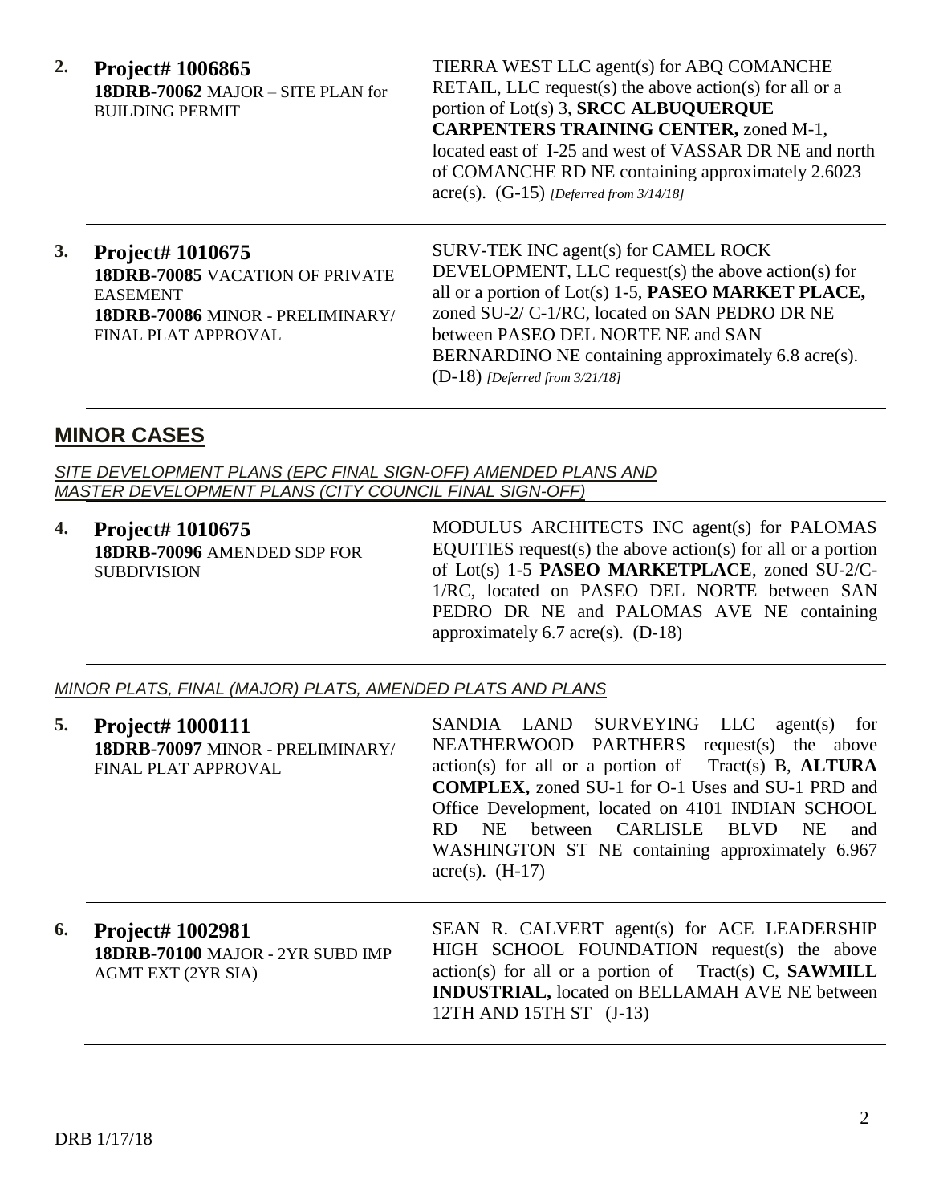**2. Project# 1006865**
**18DRB-70062** MAJOR – SITE PLAN for BUILDING PERMIT

TIERRA WEST LLC agent(s) for ABQ COMANCHE RETAIL, LLC request(s) the above action(s) for all or a portion of Lot(s) 3, **SRCC ALBUQUERQUE CARPENTERS TRAINING CENTER,** zoned M-1, located east of I-25 and west of VASSAR DR NE and north of COMANCHE RD NE containing approximately 2.6023 acre(s). (G-15) *[Deferred from 3/14/18]*

---

**3. Project# 1010675**
**18DRB-70085** VACATION OF PRIVATE EASEMENT
**18DRB-70086** MINOR - PRELIMINARY/ FINAL PLAT APPROVAL

SURV-TEK INC agent(s) for CAMEL ROCK DEVELOPMENT, LLC request(s) the above action(s) for all or a portion of Lot(s) 1-5, **PASEO MARKET PLACE,** zoned SU-2/ C-1/RC, located on SAN PEDRO DR NE between PASEO DEL NORTE NE and SAN BERNARDINO NE containing approximately 6.8 acre(s). (D-18) *[Deferred from 3/21/18]*

---

## MINOR CASES

*SITE DEVELOPMENT PLANS (EPC FINAL SIGN-OFF) AMENDED PLANS AND MASTER DEVELOPMENT PLANS (CITY COUNCIL FINAL SIGN-OFF)*

**4. Project# 1010675**
**18DRB-70096** AMENDED SDP FOR SUBDIVISION

MODULUS ARCHITECTS INC agent(s) for PALOMAS EQUITIES request(s) the above action(s) for all or a portion of Lot(s) 1-5 **PASEO MARKETPLACE**, zoned SU-2/C-1/RC, located on PASEO DEL NORTE between SAN PEDRO DR NE and PALOMAS AVE NE containing approximately 6.7 acre(s). (D-18)

---

*MINOR PLATS, FINAL (MAJOR) PLATS, AMENDED PLATS AND PLANS*

**5. Project# 1000111**
**18DRB-70097** MINOR - PRELIMINARY/ FINAL PLAT APPROVAL

SANDIA LAND SURVEYING LLC agent(s) for NEATHERWOOD PARTHERS request(s) the above action(s) for all or a portion of Tract(s) B, **ALTURA COMPLEX,** zoned SU-1 for O-1 Uses and SU-1 PRD and Office Development, located on 4101 INDIAN SCHOOL RD NE between CARLISLE BLVD NE and WASHINGTON ST NE containing approximately 6.967 acre(s). (H-17)

---

**6. Project# 1002981**
**18DRB-70100** MAJOR - 2YR SUBD IMP AGMT EXT (2YR SIA)

SEAN R. CALVERT agent(s) for ACE LEADERSHIP HIGH SCHOOL FOUNDATION request(s) the above action(s) for all or a portion of Tract(s) C, **SAWMILL INDUSTRIAL,** located on BELLAMAH AVE NE between 12TH AND 15TH ST (J-13)

---

DRB 1/17/18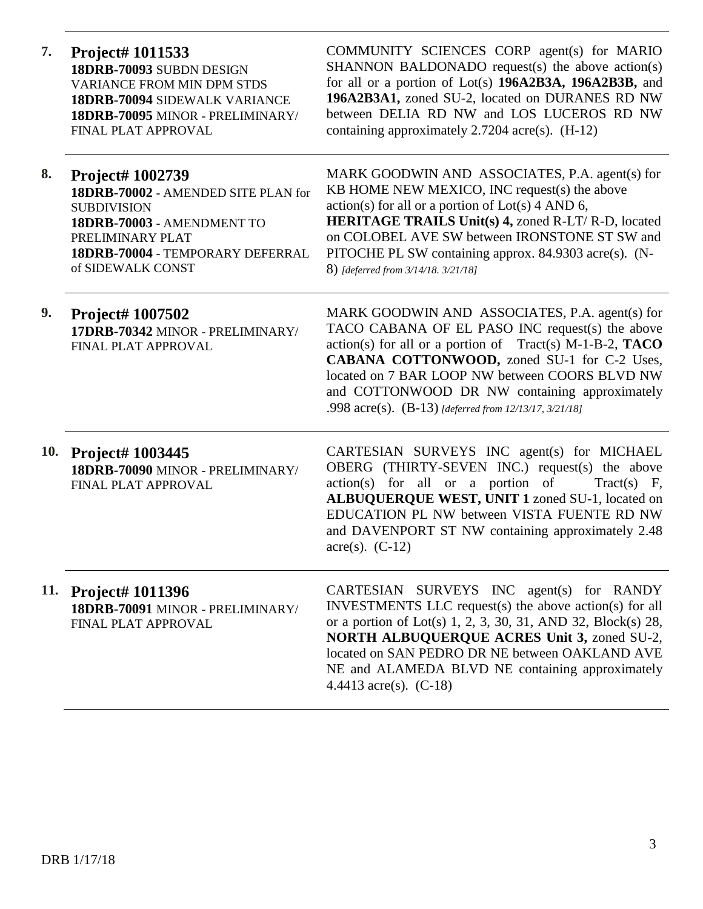| | | |
|---|---|---|
| **7.** | **Project# 1011533**<br>**18DRB-70093** SUBDN DESIGN VARIANCE FROM MIN DPM STDS<br>**18DRB-70094** SIDEWALK VARIANCE<br>**18DRB-70095** MINOR - PRELIMINARY/ FINAL PLAT APPROVAL | COMMUNITY SCIENCES CORP agent(s) for MARIO SHANNON BALDONADO request(s) the above action(s) for all or a portion of Lot(s) **196A2B3A, 196A2B3B,** and **196A2B3A1,** zoned SU-2, located on DURANES RD NW between DELIA RD NW and LOS LUCEROS RD NW containing approximately 2.7204 acre(s). (H-12) |
| **8.** | **Project# 1002739**<br>**18DRB-70002** - AMENDED SITE PLAN for SUBDIVISION<br>**18DRB-70003** - AMENDMENT TO PRELIMINARY PLAT<br>**18DRB-70004** - TEMPORARY DEFERRAL of SIDEWALK CONST | MARK GOODWIN AND ASSOCIATES, P.A. agent(s) for KB HOME NEW MEXICO, INC request(s) the above action(s) for all or a portion of Lot(s) 4 AND 6, **HERITAGE TRAILS Unit(s) 4,** zoned R-LT/ R-D, located on COLOBEL AVE SW between IRONSTONE ST SW and PITOCHE PL SW containing approx. 84.9303 acre(s). (N-8) *[deferred from 3/14/18. 3/21/18]* |
| **9.** | **Project# 1007502**<br>**17DRB-70342** MINOR - PRELIMINARY/ FINAL PLAT APPROVAL | MARK GOODWIN AND ASSOCIATES, P.A. agent(s) for TACO CABANA OF EL PASO INC request(s) the above action(s) for all or a portion of Tract(s) M-1-B-2, **TACO CABANA COTTONWOOD,** zoned SU-1 for C-2 Uses, located on 7 BAR LOOP NW between COORS BLVD NW and COTTONWOOD DR NW containing approximately .998 acre(s). (B-13) *[deferred from 12/13/17, 3/21/18]* |
| **10.** | **Project# 1003445**<br>**18DRB-70090** MINOR - PRELIMINARY/ FINAL PLAT APPROVAL | CARTESIAN SURVEYS INC agent(s) for MICHAEL OBERG (THIRTY-SEVEN INC.) request(s) the above action(s) for all or a portion of Tract(s) F, **ALBUQUERQUE WEST, UNIT 1** zoned SU-1, located on EDUCATION PL NW between VISTA FUENTE RD NW and DAVENPORT ST NW containing approximately 2.48 acre(s). (C-12) |
| **11.** | **Project# 1011396**<br>**18DRB-70091** MINOR - PRELIMINARY/ FINAL PLAT APPROVAL | CARTESIAN SURVEYS INC agent(s) for RANDY INVESTMENTS LLC request(s) the above action(s) for all or a portion of Lot(s) 1, 2, 3, 30, 31, AND 32, Block(s) 28, **NORTH ALBUQUERQUE ACRES Unit 3,** zoned SU-2, located on SAN PEDRO DR NE between OAKLAND AVE NE and ALAMEDA BLVD NE containing approximately 4.4413 acre(s). (C-18) |

DRB 1/17/18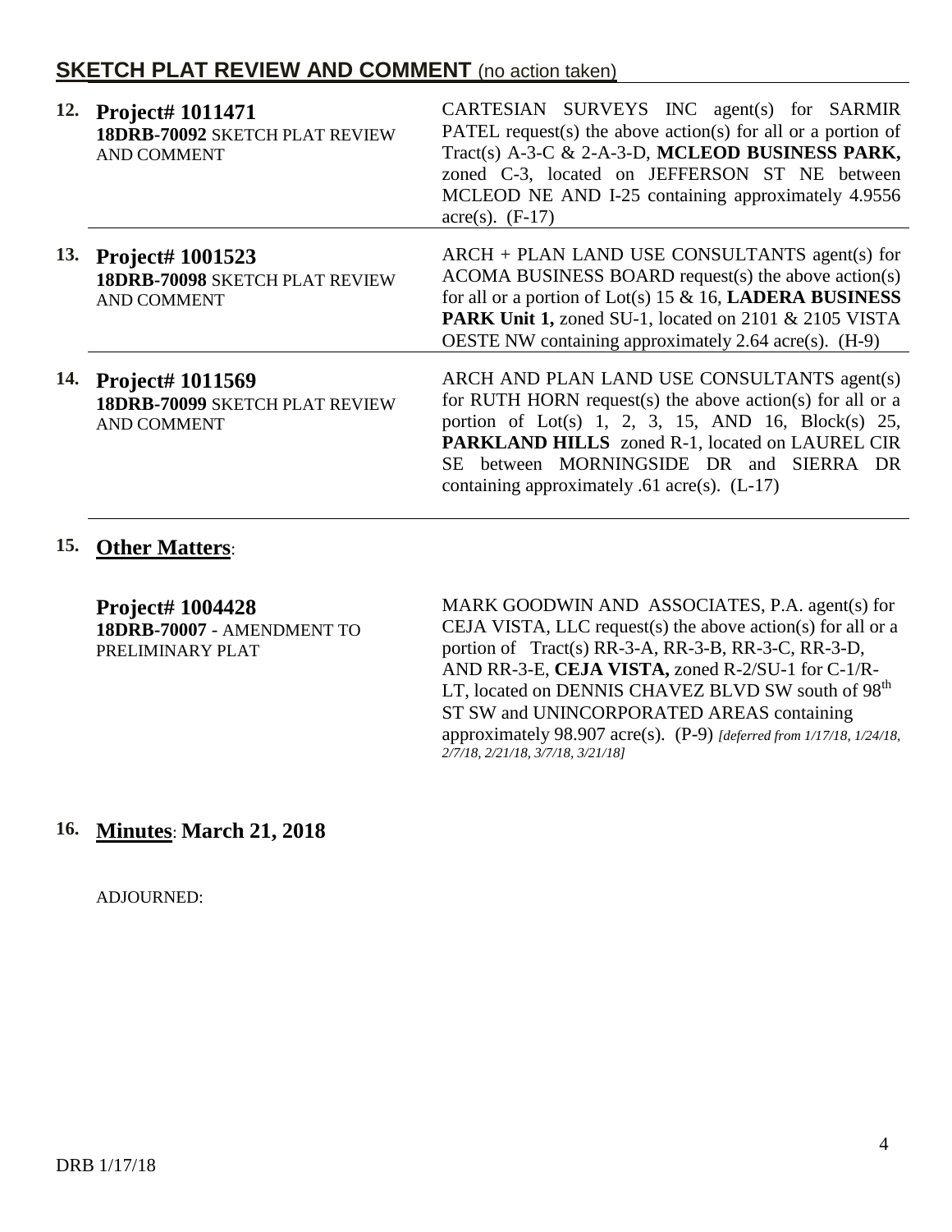## SKETCH PLAT REVIEW AND COMMENT (no action taken)

| | | |
|---|---|---|
| **12.** | **Project# 1011471**<br>**18DRB-70092** SKETCH PLAT REVIEW AND COMMENT | CARTESIAN SURVEYS INC agent(s) for SARMIR PATEL request(s) the above action(s) for all or a portion of Tract(s) A-3-C & 2-A-3-D, **MCLEOD BUSINESS PARK,** zoned C-3, located on JEFFERSON ST NE between MCLEOD NE AND I-25 containing approximately 4.9556 acre(s). (F-17) |
| **13.** | **Project# 1001523**<br>**18DRB-70098** SKETCH PLAT REVIEW AND COMMENT | ARCH + PLAN LAND USE CONSULTANTS agent(s) for ACOMA BUSINESS BOARD request(s) the above action(s) for all or a portion of Lot(s) 15 & 16, **LADERA BUSINESS PARK Unit 1,** zoned SU-1, located on 2101 & 2105 VISTA OESTE NW containing approximately 2.64 acre(s). (H-9) |
| **14.** | **Project# 1011569**<br>**18DRB-70099** SKETCH PLAT REVIEW AND COMMENT | ARCH AND PLAN LAND USE CONSULTANTS agent(s) for RUTH HORN request(s) the above action(s) for all or a portion of Lot(s) 1, 2, 3, 15, AND 16, Block(s) 25, **PARKLAND HILLS** zoned R-1, located on LAUREL CIR SE between MORNINGSIDE DR and SIERRA DR containing approximately .61 acre(s). (L-17) |

**15. Other Matters**:

| | |
|---|---|
| **Project# 1004428**<br>**18DRB-70007** - AMENDMENT TO PRELIMINARY PLAT | MARK GOODWIN AND ASSOCIATES, P.A. agent(s) for CEJA VISTA, LLC request(s) the above action(s) for all or a portion of Tract(s) RR-3-A, RR-3-B, RR-3-C, RR-3-D, AND RR-3-E, **CEJA VISTA,** zoned R-2/SU-1 for C-1/R-LT, located on DENNIS CHAVEZ BLVD SW south of 98th ST SW and UNINCORPORATED AREAS containing approximately 98.907 acre(s). (P-9) *[deferred from 1/17/18, 1/24/18, 2/7/18, 2/21/18, 3/7/18, 3/21/18]* |

**16. Minutes: March 21, 2018**

ADJOURNED:

DRB 1/17/18